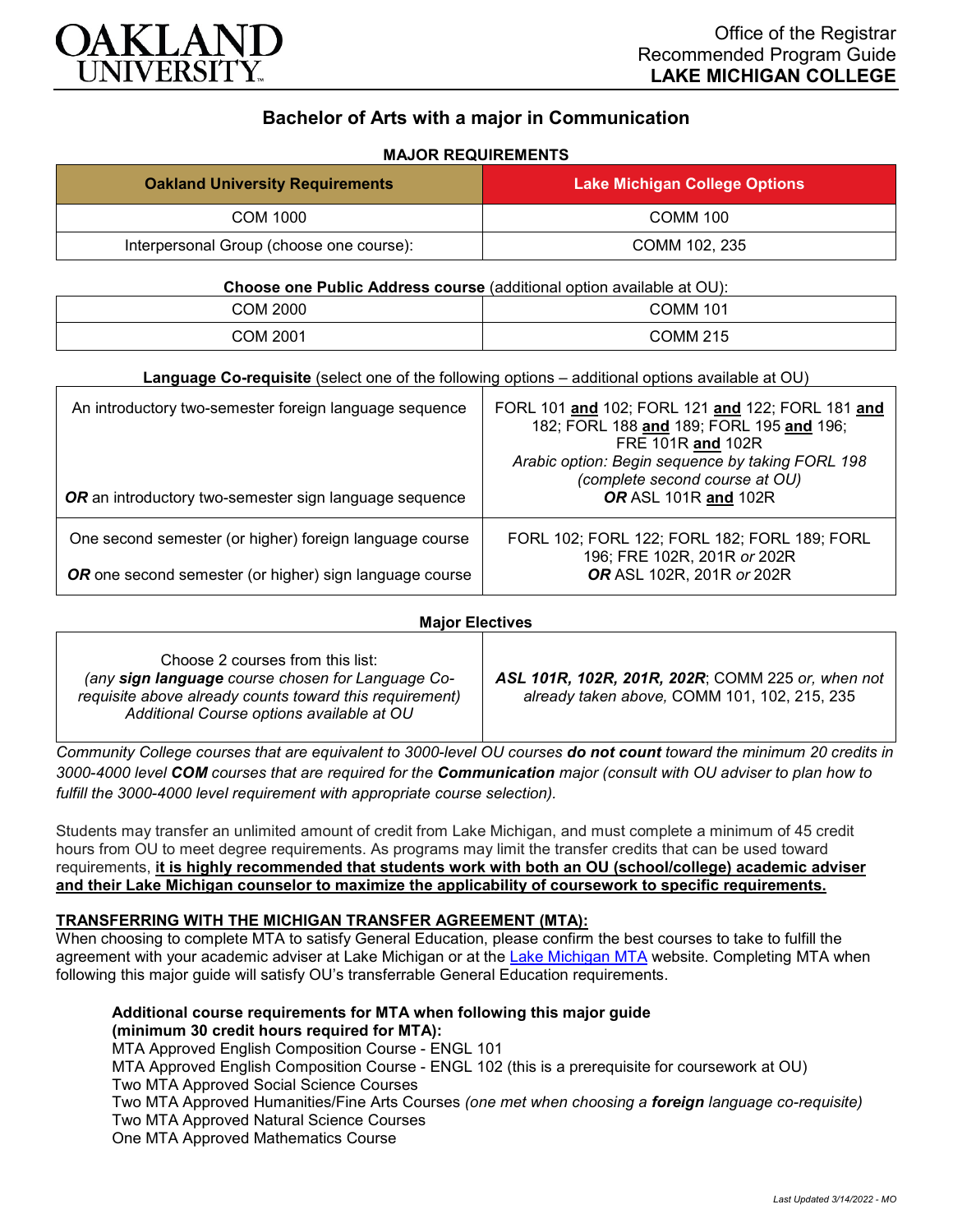OAKLAND UNIVERSITY

Office of the Registrar
Recommended Program Guide
**LAKE MICHIGAN COLLEGE**

# Bachelor of Arts with a major in Communication

**MAJOR REQUIREMENTS**

| Oakland University Requirements | Lake Michigan College Options |
|---|---|
| COM 1000 | COMM 100 |
| Interpersonal Group (choose one course): | COMM 102, 235 |

**Choose one Public Address course** (additional option available at OU):

| | |
|---|---|
| COM 2000 | COMM 101 |
| COM 2001 | COMM 215 |

**Language Co-requisite** (select one of the following options – additional options available at OU)

| | |
|---|---|
| An introductory two-semester foreign language sequence<br><br>***OR*** an introductory two-semester sign language sequence | FORL 101 **and** 102; FORL 121 **and** 122; FORL 181 **and** 182; FORL 188 **and** 189; FORL 195 **and** 196; FRE 101R **and** 102R<br>*Arabic option: Begin sequence by taking FORL 198 (complete second course at OU)*<br>***OR*** ASL 101R **and** 102R |
| One second semester (or higher) foreign language course<br><br>***OR*** one second semester (or higher) sign language course | FORL 102; FORL 122; FORL 182; FORL 189; FORL 196; FRE 102R, 201R *or* 202R<br>***OR*** ASL 102R, 201R *or* 202R |

**Major Electives**

| | |
|---|---|
| Choose 2 courses from this list:<br>*(any **sign language** course chosen for Language Co-requisite above already counts toward this requirement)*<br>*Additional Course options available at OU* | ***ASL 101R, 102R, 201R, 202R***; COMM 225 *or, when not already taken above,* COMM 101, 102, 215, 235 |

*Community College courses that are equivalent to 3000-level OU courses **do not count** toward the minimum 20 credits in 3000-4000 level **COM** courses that are required for the **Communication** major (consult with OU adviser to plan how to fulfill the 3000-4000 level requirement with appropriate course selection).*

Students may transfer an unlimited amount of credit from Lake Michigan, and must complete a minimum of 45 credit hours from OU to meet degree requirements. As programs may limit the transfer credits that can be used toward requirements, **it is highly recommended that students work with both an OU (school/college) academic adviser and their Lake Michigan counselor to maximize the applicability of coursework to specific requirements.**

## TRANSFERRING WITH THE MICHIGAN TRANSFER AGREEMENT (MTA):

When choosing to complete MTA to satisfy General Education, please confirm the best courses to take to fulfill the agreement with your academic adviser at Lake Michigan or at the Lake Michigan MTA website. Completing MTA when following this major guide will satisfy OU's transferrable General Education requirements.

**Additional course requirements for MTA when following this major guide (minimum 30 credit hours required for MTA):**

MTA Approved English Composition Course - ENGL 101
MTA Approved English Composition Course - ENGL 102 (this is a prerequisite for coursework at OU)
Two MTA Approved Social Science Courses
Two MTA Approved Humanities/Fine Arts Courses *(one met when choosing a **foreign** language co-requisite)*
Two MTA Approved Natural Science Courses
One MTA Approved Mathematics Course

*Last Updated 3/14/2022 - MO*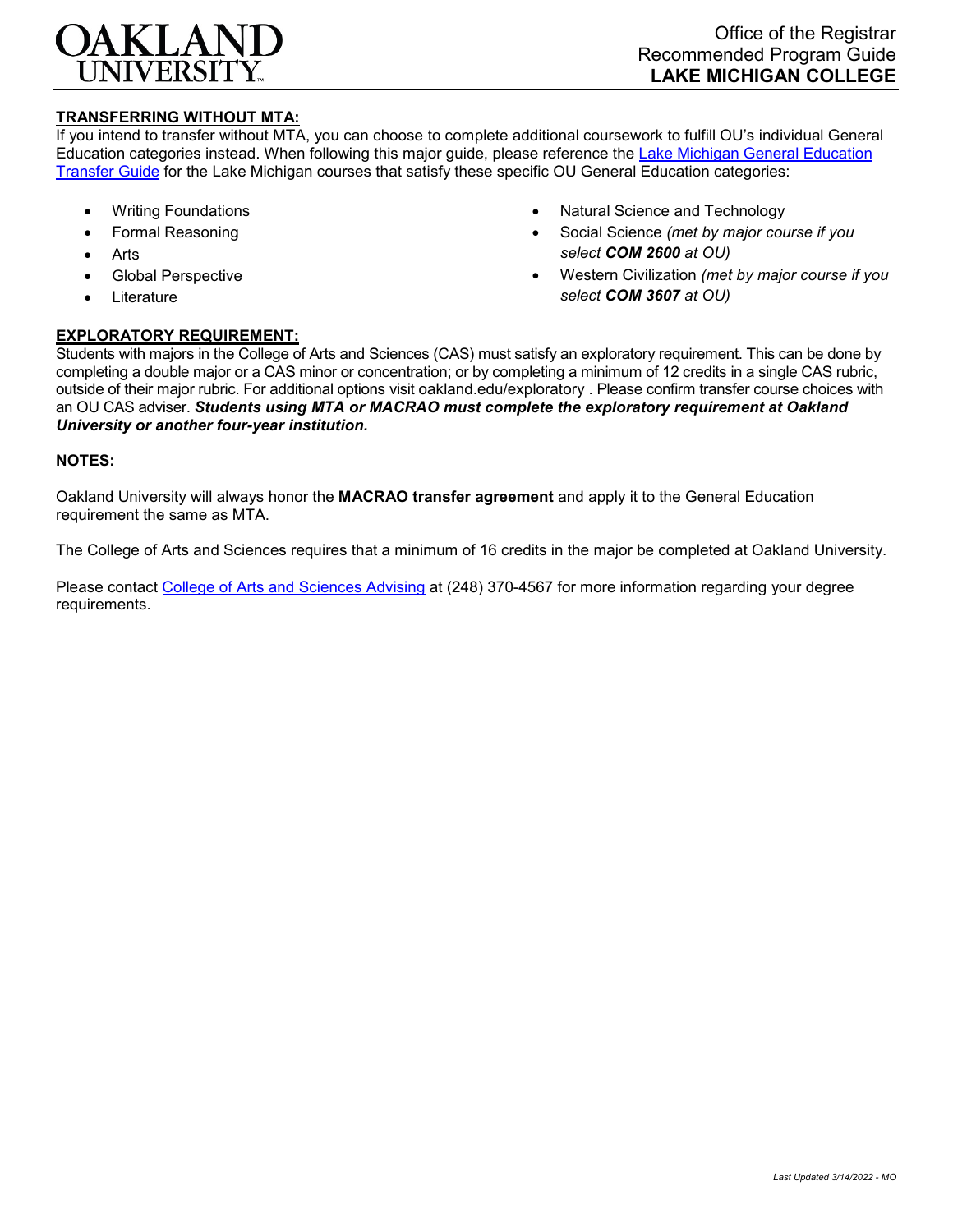## TRANSFERRING WITHOUT MTA:

If you intend to transfer without MTA, you can choose to complete additional coursework to fulfill OU's individual General Education categories instead. When following this major guide, please reference the Lake Michigan General Education Transfer Guide for the Lake Michigan courses that satisfy these specific OU General Education categories:

- Writing Foundations
- Formal Reasoning
- Arts
- Global Perspective
- Literature
- Natural Science and Technology
- Social Science *(met by major course if you select **COM 2600** at OU)*
- Western Civilization *(met by major course if you select **COM 3607** at OU)*

## EXPLORATORY REQUIREMENT:

Students with majors in the College of Arts and Sciences (CAS) must satisfy an exploratory requirement. This can be done by completing a double major or a CAS minor or concentration; or by completing a minimum of 12 credits in a single CAS rubric, outside of their major rubric. For additional options visit oakland.edu/exploratory . Please confirm transfer course choices with an OU CAS adviser. ***Students using MTA or MACRAO must complete the exploratory requirement at Oakland University or another four-year institution.***

### NOTES:

Oakland University will always honor the **MACRAO transfer agreement** and apply it to the General Education requirement the same as MTA.

The College of Arts and Sciences requires that a minimum of 16 credits in the major be completed at Oakland University.

Please contact College of Arts and Sciences Advising at (248) 370-4567 for more information regarding your degree requirements.

*Last Updated 3/14/2022 - MO*